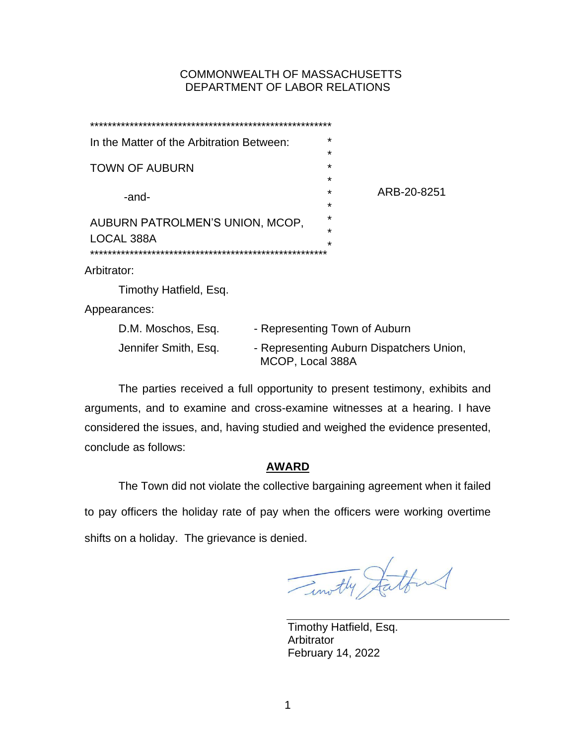COMMONWEALTH OF MASSACHUSETTS
DEPARTMENT OF LABOR RELATIONS

| In the Matter of the Arbitration Between: | |
|---|---|
| TOWN OF AUBURN | |
| -and- | ARB-20-8251 |
| AUBURN PATROLMEN'S UNION, MCOP, LOCAL 388A | |

Arbitrator:

Timothy Hatfield, Esq.

Appearances:

D.M. Moschos, Esq. - Representing Town of Auburn

Jennifer Smith, Esq. - Representing Auburn Dispatchers Union, MCOP, Local 388A

The parties received a full opportunity to present testimony, exhibits and arguments, and to examine and cross-examine witnesses at a hearing. I have considered the issues, and, having studied and weighed the evidence presented, conclude as follows:

## AWARD

The Town did not violate the collective bargaining agreement when it failed to pay officers the holiday rate of pay when the officers were working overtime shifts on a holiday. The grievance is denied.

Timothy Hatfield, Esq.
Arbitrator
February 14, 2022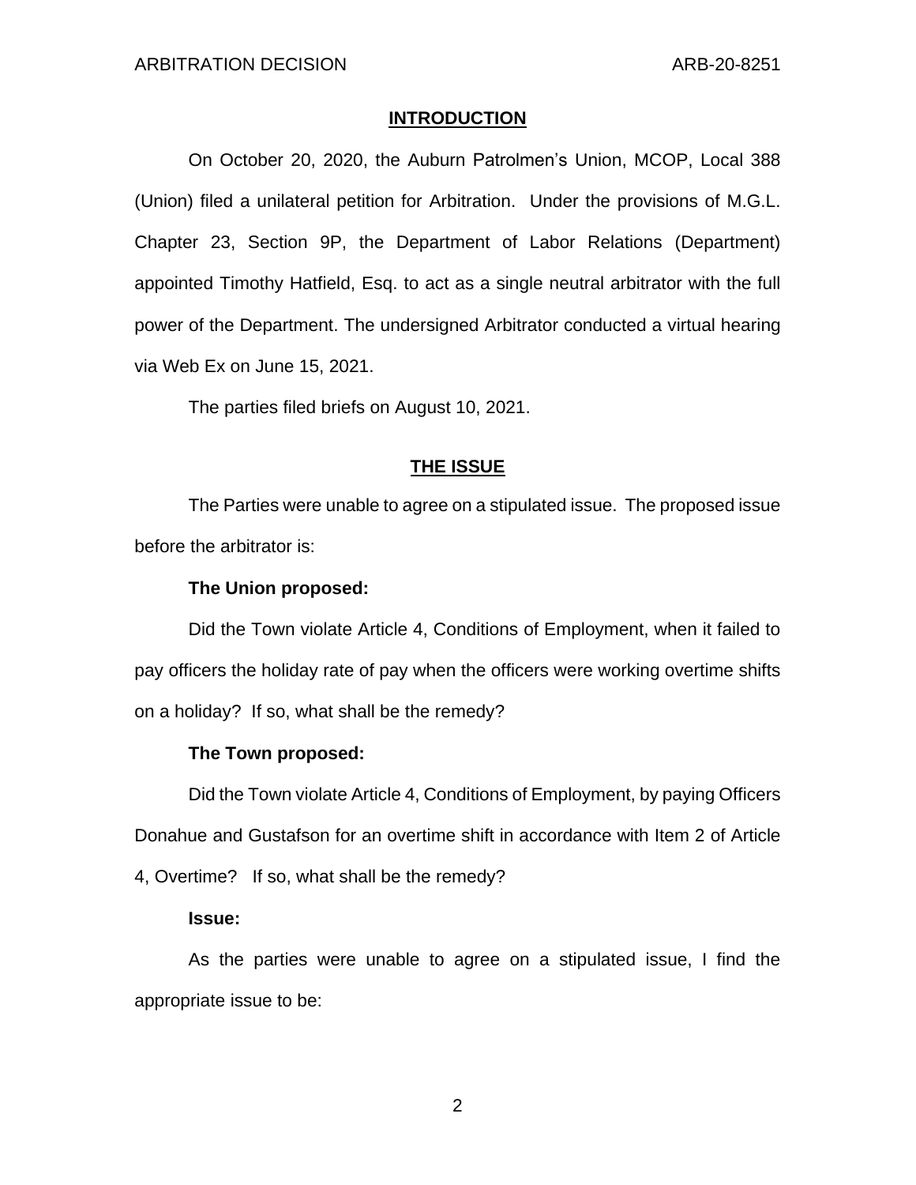## INTRODUCTION

On October 20, 2020, the Auburn Patrolmen's Union, MCOP, Local 388 (Union) filed a unilateral petition for Arbitration. Under the provisions of M.G.L. Chapter 23, Section 9P, the Department of Labor Relations (Department) appointed Timothy Hatfield, Esq. to act as a single neutral arbitrator with the full power of the Department. The undersigned Arbitrator conducted a virtual hearing via Web Ex on June 15, 2021.

The parties filed briefs on August 10, 2021.

## THE ISSUE

The Parties were unable to agree on a stipulated issue. The proposed issue before the arbitrator is:

**The Union proposed:**

Did the Town violate Article 4, Conditions of Employment, when it failed to pay officers the holiday rate of pay when the officers were working overtime shifts on a holiday? If so, what shall be the remedy?

**The Town proposed:**

Did the Town violate Article 4, Conditions of Employment, by paying Officers Donahue and Gustafson for an overtime shift in accordance with Item 2 of Article 4, Overtime? If so, what shall be the remedy?

**Issue:**

As the parties were unable to agree on a stipulated issue, I find the appropriate issue to be: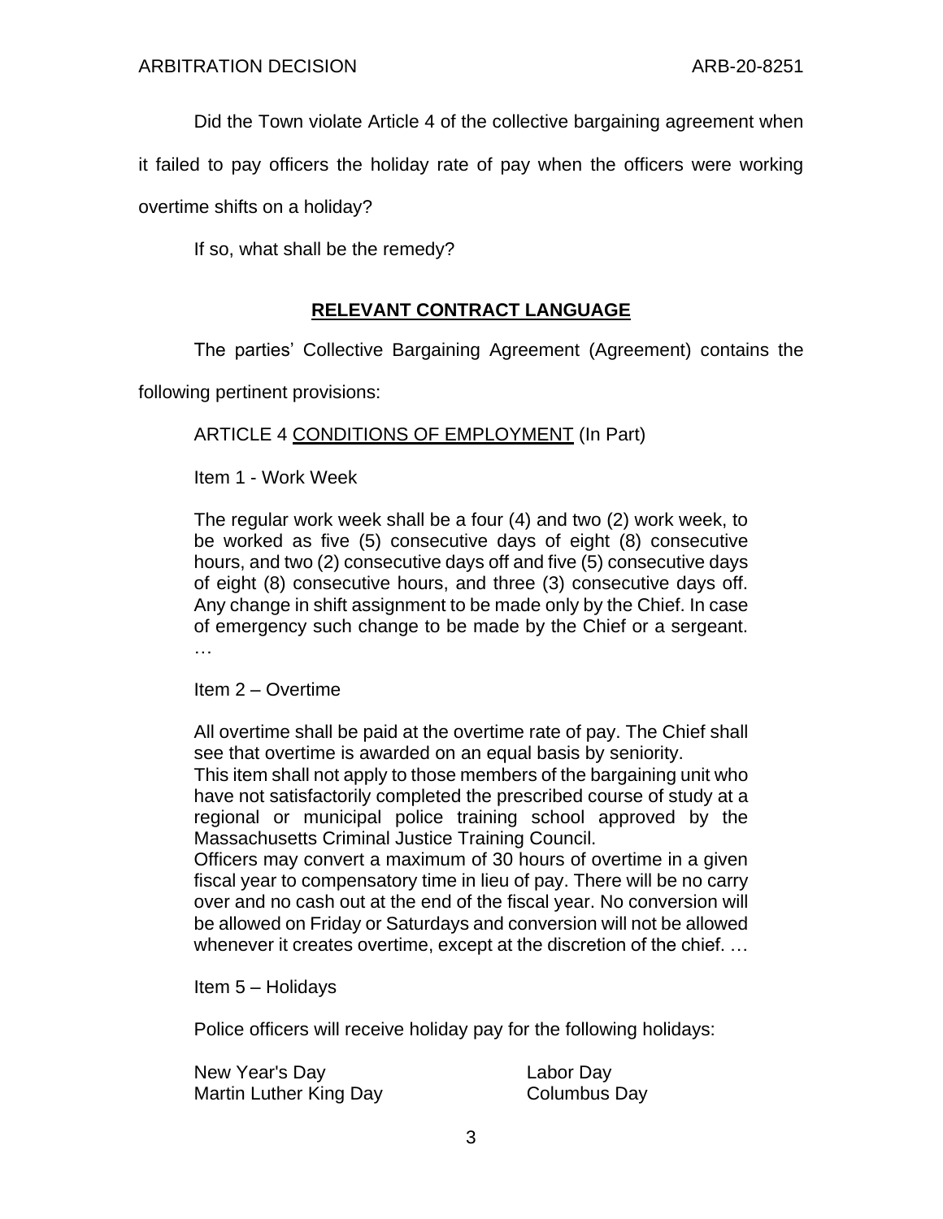Did the Town violate Article 4 of the collective bargaining agreement when it failed to pay officers the holiday rate of pay when the officers were working overtime shifts on a holiday?

If so, what shall be the remedy?

## RELEVANT CONTRACT LANGUAGE

The parties' Collective Bargaining Agreement (Agreement) contains the following pertinent provisions:

> ARTICLE 4 CONDITIONS OF EMPLOYMENT (In Part)
>
> Item 1 - Work Week
>
> The regular work week shall be a four (4) and two (2) work week, to be worked as five (5) consecutive days of eight (8) consecutive hours, and two (2) consecutive days off and five (5) consecutive days of eight (8) consecutive hours, and three (3) consecutive days off. Any change in shift assignment to be made only by the Chief. In case of emergency such change to be made by the Chief or a sergeant. …
>
> Item 2 – Overtime
>
> All overtime shall be paid at the overtime rate of pay. The Chief shall see that overtime is awarded on an equal basis by seniority.
> This item shall not apply to those members of the bargaining unit who have not satisfactorily completed the prescribed course of study at a regional or municipal police training school approved by the Massachusetts Criminal Justice Training Council.
> Officers may convert a maximum of 30 hours of overtime in a given fiscal year to compensatory time in lieu of pay. There will be no carry over and no cash out at the end of the fiscal year. No conversion will be allowed on Friday or Saturdays and conversion will not be allowed whenever it creates overtime, except at the discretion of the chief. …
>
> Item 5 – Holidays
>
> Police officers will receive holiday pay for the following holidays:
>
> | | |
> |---|---|
> | New Year's Day | Labor Day |
> | Martin Luther King Day | Columbus Day |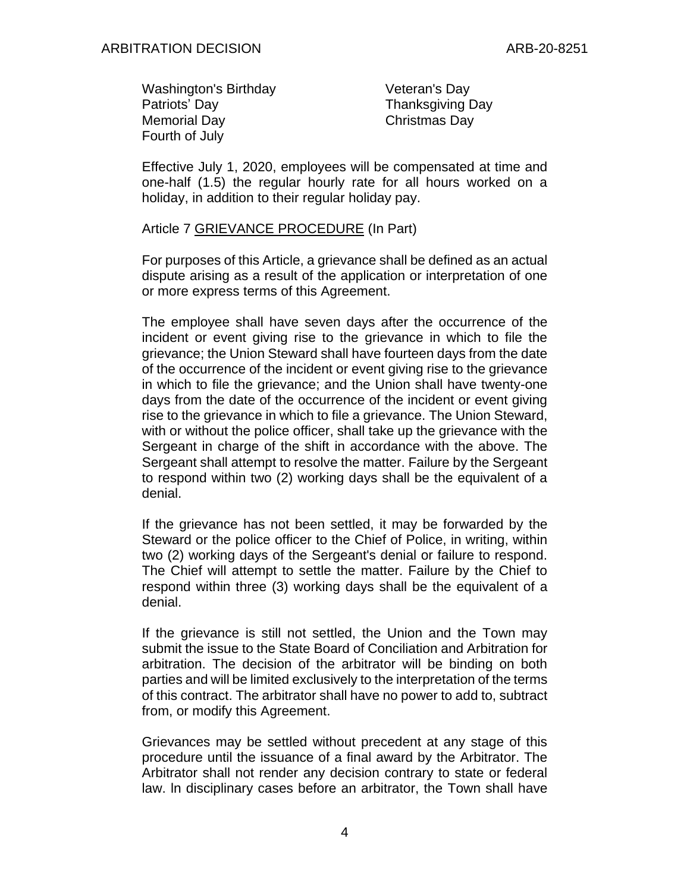Washington's Birthday
Patriots' Day
Memorial Day
Fourth of July
Veteran's Day
Thanksgiving Day
Christmas Day

Effective July 1, 2020, employees will be compensated at time and one-half (1.5) the regular hourly rate for all hours worked on a holiday, in addition to their regular holiday pay.

Article 7 GRIEVANCE PROCEDURE (In Part)

For purposes of this Article, a grievance shall be defined as an actual dispute arising as a result of the application or interpretation of one or more express terms of this Agreement.

The employee shall have seven days after the occurrence of the incident or event giving rise to the grievance in which to file the grievance; the Union Steward shall have fourteen days from the date of the occurrence of the incident or event giving rise to the grievance in which to file the grievance; and the Union shall have twenty-one days from the date of the occurrence of the incident or event giving rise to the grievance in which to file a grievance. The Union Steward, with or without the police officer, shall take up the grievance with the Sergeant in charge of the shift in accordance with the above. The Sergeant shall attempt to resolve the matter. Failure by the Sergeant to respond within two (2) working days shall be the equivalent of a denial.

If the grievance has not been settled, it may be forwarded by the Steward or the police officer to the Chief of Police, in writing, within two (2) working days of the Sergeant's denial or failure to respond. The Chief will attempt to settle the matter. Failure by the Chief to respond within three (3) working days shall be the equivalent of a denial.

If the grievance is still not settled, the Union and the Town may submit the issue to the State Board of Conciliation and Arbitration for arbitration. The decision of the arbitrator will be binding on both parties and will be limited exclusively to the interpretation of the terms of this contract. The arbitrator shall have no power to add to, subtract from, or modify this Agreement.

Grievances may be settled without precedent at any stage of this procedure until the issuance of a final award by the Arbitrator. The Arbitrator shall not render any decision contrary to state or federal law. In disciplinary cases before an arbitrator, the Town shall have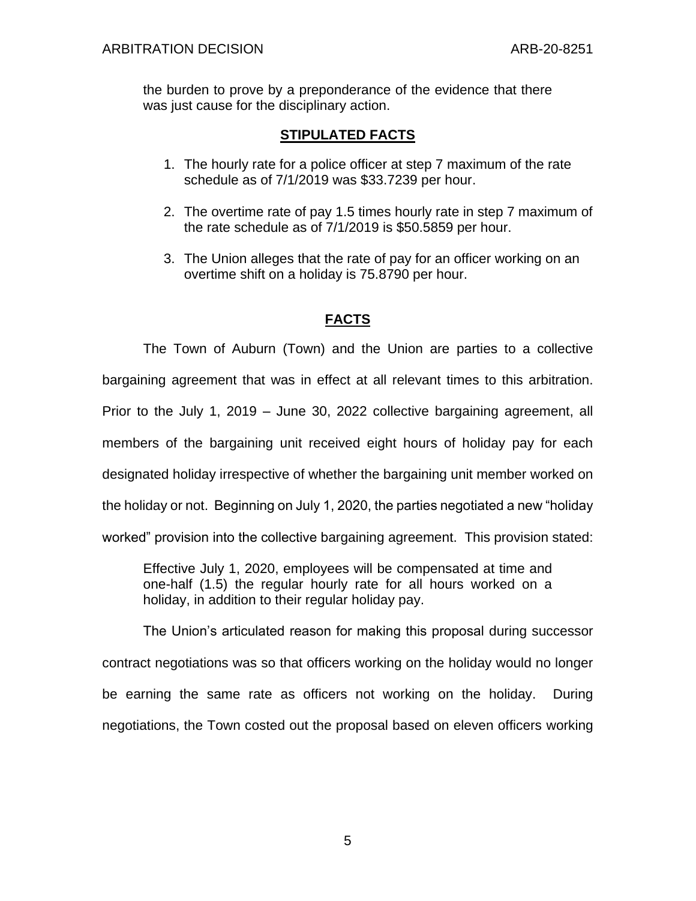the burden to prove by a preponderance of the evidence that there was just cause for the disciplinary action.

## STIPULATED FACTS

1. The hourly rate for a police officer at step 7 maximum of the rate schedule as of 7/1/2019 was $33.7239 per hour.

2. The overtime rate of pay 1.5 times hourly rate in step 7 maximum of the rate schedule as of 7/1/2019 is $50.5859 per hour.

3. The Union alleges that the rate of pay for an officer working on an overtime shift on a holiday is 75.8790 per hour.

## FACTS

The Town of Auburn (Town) and the Union are parties to a collective bargaining agreement that was in effect at all relevant times to this arbitration. Prior to the July 1, 2019 – June 30, 2022 collective bargaining agreement, all members of the bargaining unit received eight hours of holiday pay for each designated holiday irrespective of whether the bargaining unit member worked on the holiday or not. Beginning on July 1, 2020, the parties negotiated a new "holiday worked" provision into the collective bargaining agreement. This provision stated:

> Effective July 1, 2020, employees will be compensated at time and one-half (1.5) the regular hourly rate for all hours worked on a holiday, in addition to their regular holiday pay.

The Union's articulated reason for making this proposal during successor contract negotiations was so that officers working on the holiday would no longer be earning the same rate as officers not working on the holiday. During negotiations, the Town costed out the proposal based on eleven officers working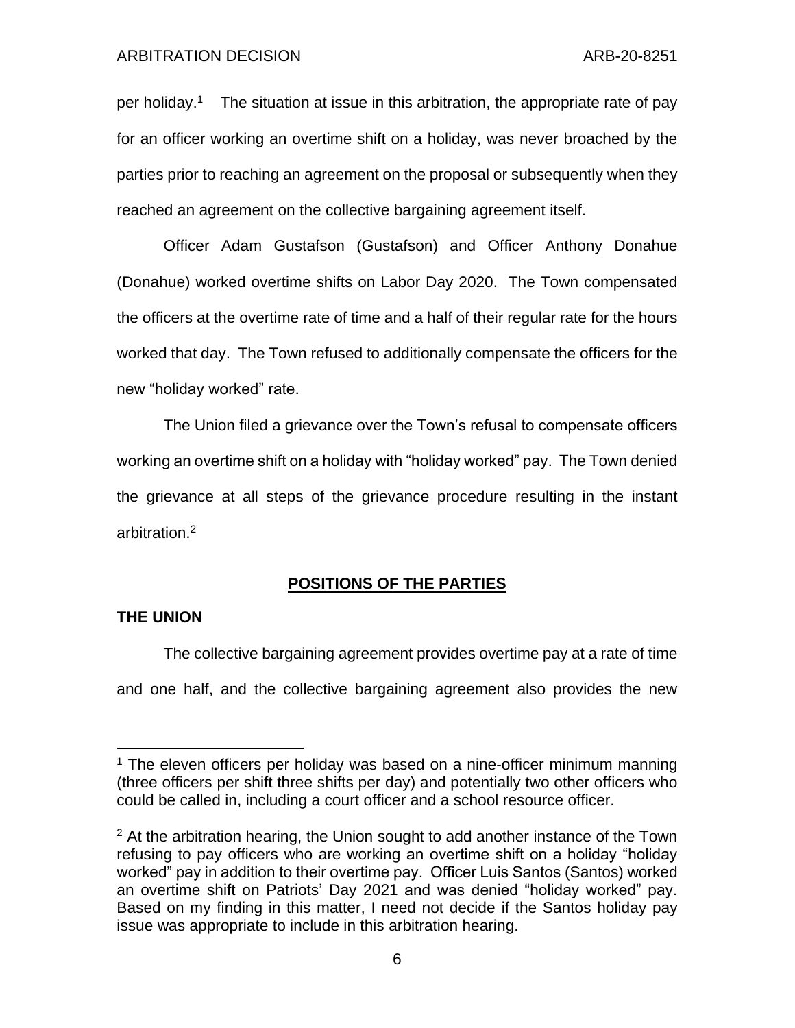per holiday.[1] The situation at issue in this arbitration, the appropriate rate of pay for an officer working an overtime shift on a holiday, was never broached by the parties prior to reaching an agreement on the proposal or subsequently when they reached an agreement on the collective bargaining agreement itself.

Officer Adam Gustafson (Gustafson) and Officer Anthony Donahue (Donahue) worked overtime shifts on Labor Day 2020. The Town compensated the officers at the overtime rate of time and a half of their regular rate for the hours worked that day. The Town refused to additionally compensate the officers for the new "holiday worked" rate.

The Union filed a grievance over the Town's refusal to compensate officers working an overtime shift on a holiday with "holiday worked" pay. The Town denied the grievance at all steps of the grievance procedure resulting in the instant arbitration.[2]

## POSITIONS OF THE PARTIES

### THE UNION

The collective bargaining agreement provides overtime pay at a rate of time and one half, and the collective bargaining agreement also provides the new

---

[1] The eleven officers per holiday was based on a nine-officer minimum manning (three officers per shift three shifts per day) and potentially two other officers who could be called in, including a court officer and a school resource officer.

[2] At the arbitration hearing, the Union sought to add another instance of the Town refusing to pay officers who are working an overtime shift on a holiday "holiday worked" pay in addition to their overtime pay. Officer Luis Santos (Santos) worked an overtime shift on Patriots' Day 2021 and was denied "holiday worked" pay. Based on my finding in this matter, I need not decide if the Santos holiday pay issue was appropriate to include in this arbitration hearing.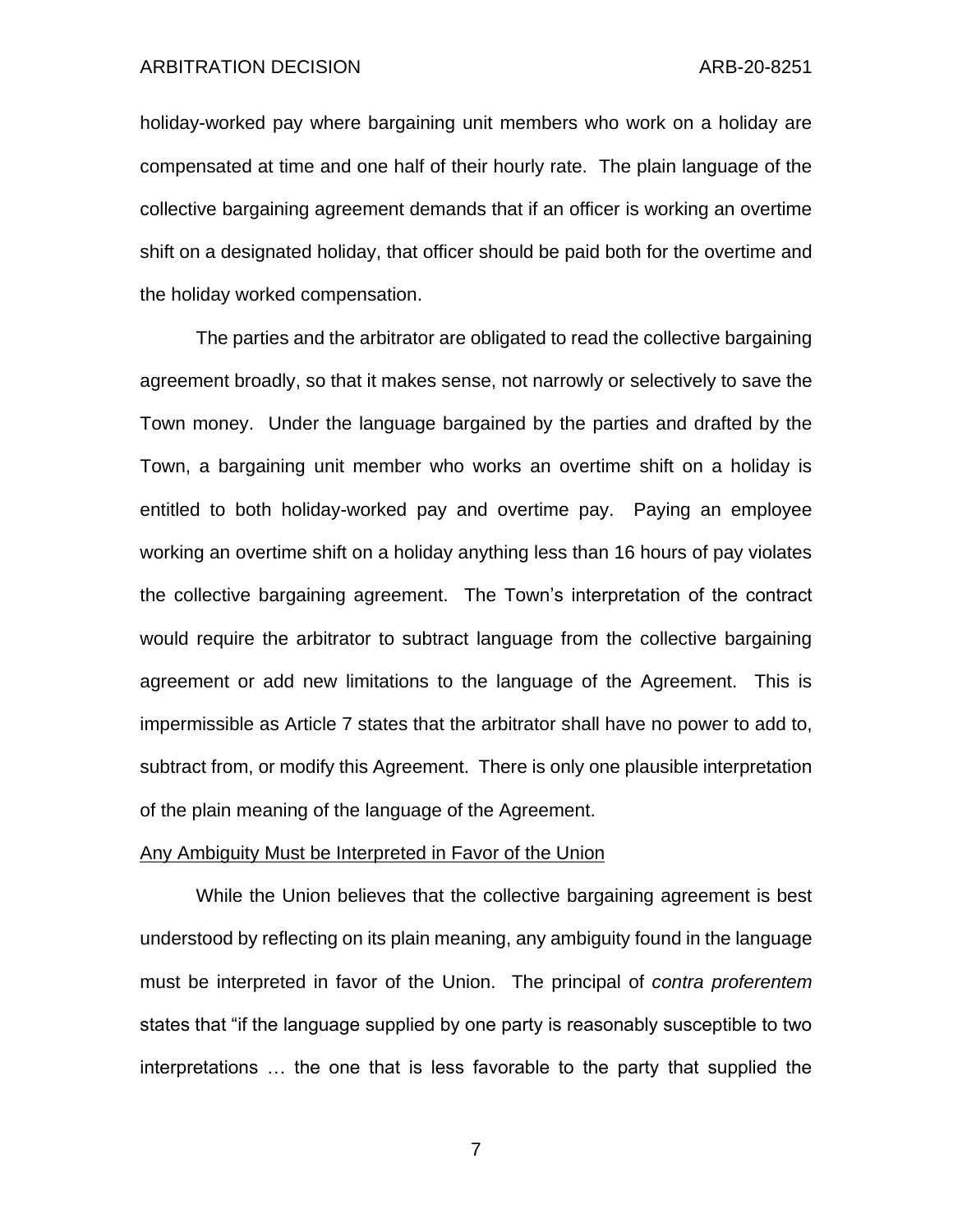holiday-worked pay where bargaining unit members who work on a holiday are compensated at time and one half of their hourly rate. The plain language of the collective bargaining agreement demands that if an officer is working an overtime shift on a designated holiday, that officer should be paid both for the overtime and the holiday worked compensation.

The parties and the arbitrator are obligated to read the collective bargaining agreement broadly, so that it makes sense, not narrowly or selectively to save the Town money. Under the language bargained by the parties and drafted by the Town, a bargaining unit member who works an overtime shift on a holiday is entitled to both holiday-worked pay and overtime pay. Paying an employee working an overtime shift on a holiday anything less than 16 hours of pay violates the collective bargaining agreement. The Town's interpretation of the contract would require the arbitrator to subtract language from the collective bargaining agreement or add new limitations to the language of the Agreement. This is impermissible as Article 7 states that the arbitrator shall have no power to add to, subtract from, or modify this Agreement. There is only one plausible interpretation of the plain meaning of the language of the Agreement.

<u>Any Ambiguity Must be Interpreted in Favor of the Union</u>

While the Union believes that the collective bargaining agreement is best understood by reflecting on its plain meaning, any ambiguity found in the language must be interpreted in favor of the Union. The principal of *contra proferentem* states that "if the language supplied by one party is reasonably susceptible to two interpretations … the one that is less favorable to the party that supplied the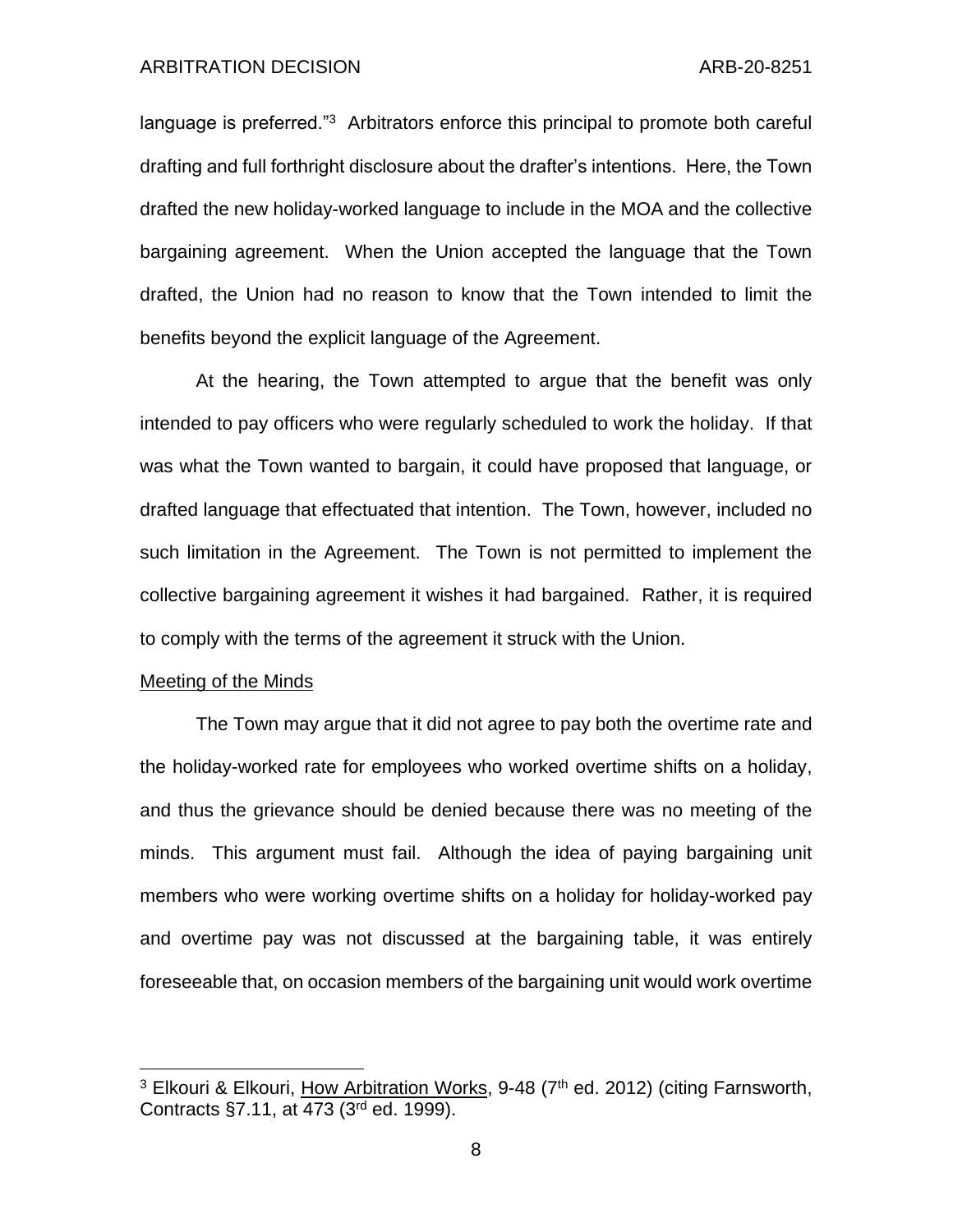language is preferred."[3] Arbitrators enforce this principal to promote both careful drafting and full forthright disclosure about the drafter's intentions. Here, the Town drafted the new holiday-worked language to include in the MOA and the collective bargaining agreement. When the Union accepted the language that the Town drafted, the Union had no reason to know that the Town intended to limit the benefits beyond the explicit language of the Agreement.

At the hearing, the Town attempted to argue that the benefit was only intended to pay officers who were regularly scheduled to work the holiday. If that was what the Town wanted to bargain, it could have proposed that language, or drafted language that effectuated that intention. The Town, however, included no such limitation in the Agreement. The Town is not permitted to implement the collective bargaining agreement it wishes it had bargained. Rather, it is required to comply with the terms of the agreement it struck with the Union.

<u>Meeting of the Minds</u>

The Town may argue that it did not agree to pay both the overtime rate and the holiday-worked rate for employees who worked overtime shifts on a holiday, and thus the grievance should be denied because there was no meeting of the minds. This argument must fail. Although the idea of paying bargaining unit members who were working overtime shifts on a holiday for holiday-worked pay and overtime pay was not discussed at the bargaining table, it was entirely foreseeable that, on occasion members of the bargaining unit would work overtime

---

[3] Elkouri & Elkouri, <u>How Arbitration Works</u>, 9-48 (7th ed. 2012) (citing Farnsworth, Contracts §7.11, at 473 (3rd ed. 1999).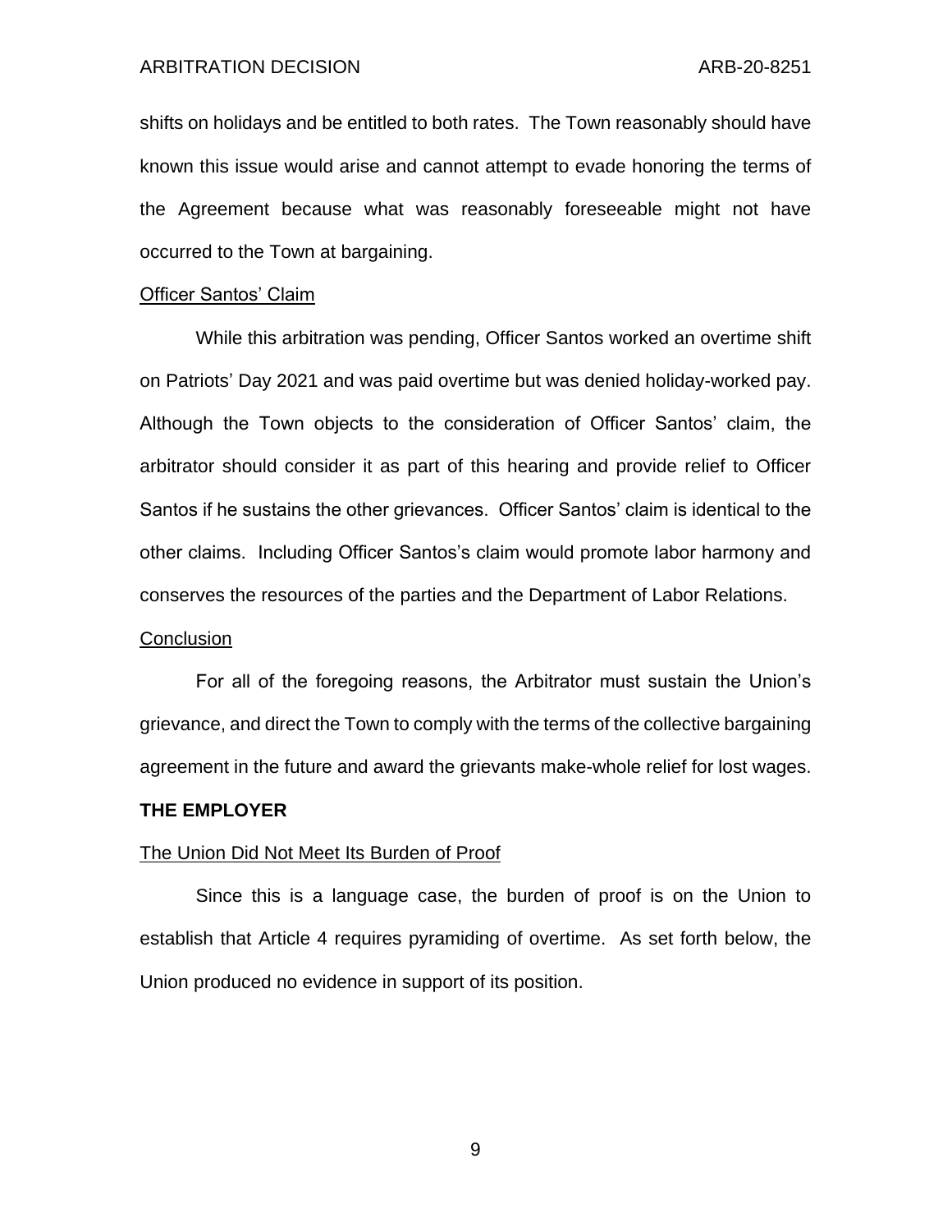shifts on holidays and be entitled to both rates. The Town reasonably should have known this issue would arise and cannot attempt to evade honoring the terms of the Agreement because what was reasonably foreseeable might not have occurred to the Town at bargaining.

<u>Officer Santos' Claim</u>

While this arbitration was pending, Officer Santos worked an overtime shift on Patriots' Day 2021 and was paid overtime but was denied holiday-worked pay. Although the Town objects to the consideration of Officer Santos' claim, the arbitrator should consider it as part of this hearing and provide relief to Officer Santos if he sustains the other grievances. Officer Santos' claim is identical to the other claims. Including Officer Santos's claim would promote labor harmony and conserves the resources of the parties and the Department of Labor Relations.

<u>Conclusion</u>

For all of the foregoing reasons, the Arbitrator must sustain the Union's grievance, and direct the Town to comply with the terms of the collective bargaining agreement in the future and award the grievants make-whole relief for lost wages.

**THE EMPLOYER**

<u>The Union Did Not Meet Its Burden of Proof</u>

Since this is a language case, the burden of proof is on the Union to establish that Article 4 requires pyramiding of overtime. As set forth below, the Union produced no evidence in support of its position.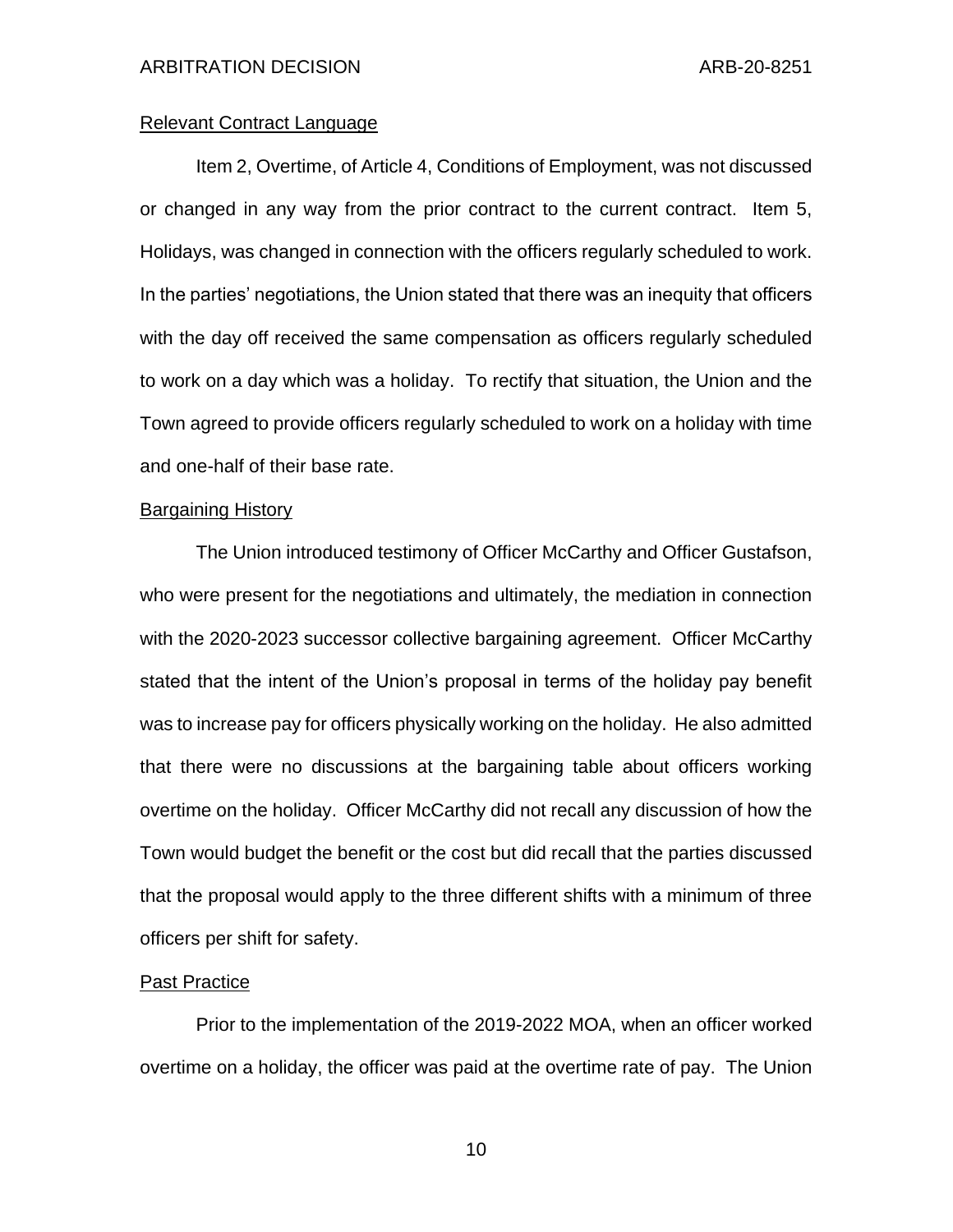Relevant Contract Language

Item 2, Overtime, of Article 4, Conditions of Employment, was not discussed or changed in any way from the prior contract to the current contract. Item 5, Holidays, was changed in connection with the officers regularly scheduled to work. In the parties' negotiations, the Union stated that there was an inequity that officers with the day off received the same compensation as officers regularly scheduled to work on a day which was a holiday. To rectify that situation, the Union and the Town agreed to provide officers regularly scheduled to work on a holiday with time and one-half of their base rate.

Bargaining History

The Union introduced testimony of Officer McCarthy and Officer Gustafson, who were present for the negotiations and ultimately, the mediation in connection with the 2020-2023 successor collective bargaining agreement. Officer McCarthy stated that the intent of the Union's proposal in terms of the holiday pay benefit was to increase pay for officers physically working on the holiday. He also admitted that there were no discussions at the bargaining table about officers working overtime on the holiday. Officer McCarthy did not recall any discussion of how the Town would budget the benefit or the cost but did recall that the parties discussed that the proposal would apply to the three different shifts with a minimum of three officers per shift for safety.

Past Practice

Prior to the implementation of the 2019-2022 MOA, when an officer worked overtime on a holiday, the officer was paid at the overtime rate of pay. The Union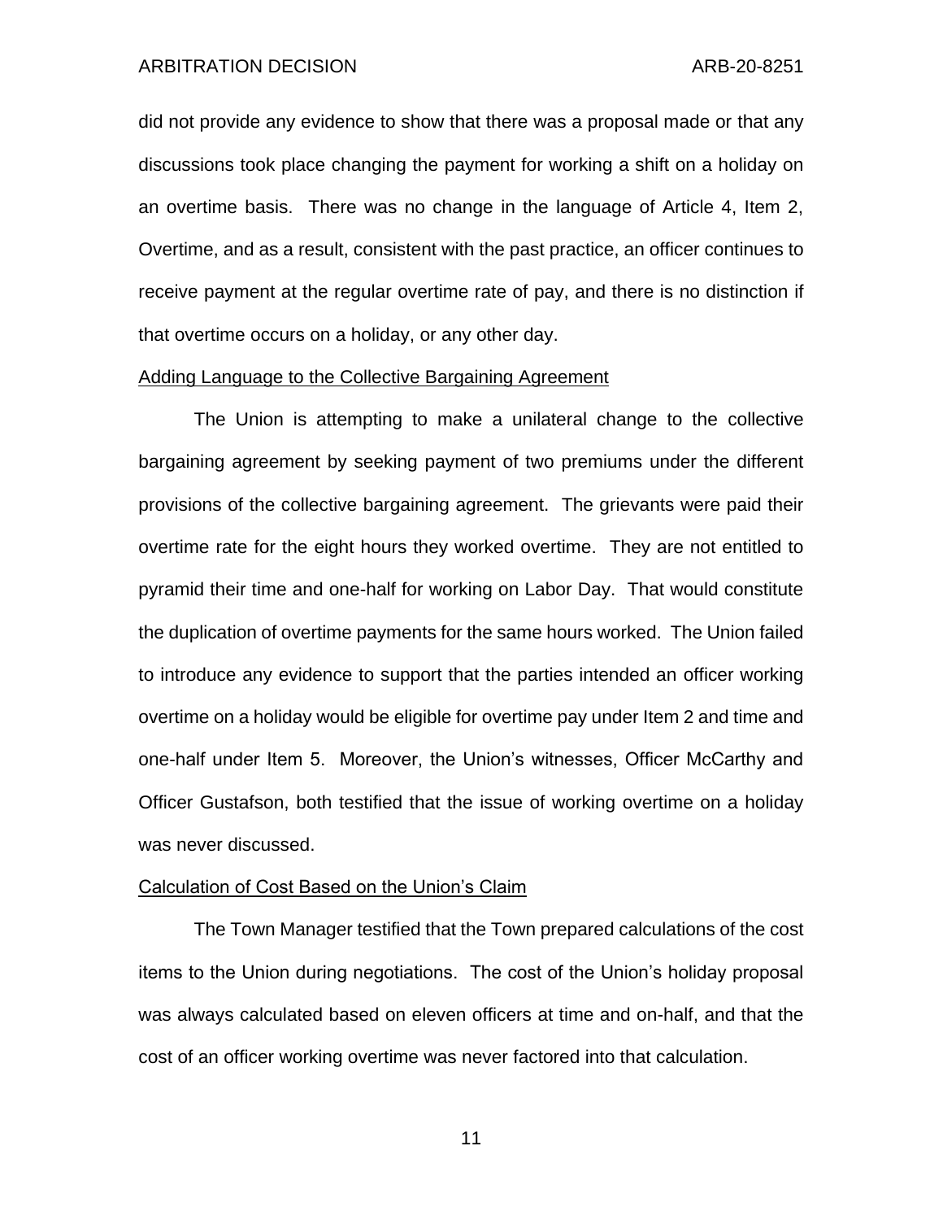did not provide any evidence to show that there was a proposal made or that any discussions took place changing the payment for working a shift on a holiday on an overtime basis. There was no change in the language of Article 4, Item 2, Overtime, and as a result, consistent with the past practice, an officer continues to receive payment at the regular overtime rate of pay, and there is no distinction if that overtime occurs on a holiday, or any other day.

<u>Adding Language to the Collective Bargaining Agreement</u>

The Union is attempting to make a unilateral change to the collective bargaining agreement by seeking payment of two premiums under the different provisions of the collective bargaining agreement. The grievants were paid their overtime rate for the eight hours they worked overtime. They are not entitled to pyramid their time and one-half for working on Labor Day. That would constitute the duplication of overtime payments for the same hours worked. The Union failed to introduce any evidence to support that the parties intended an officer working overtime on a holiday would be eligible for overtime pay under Item 2 and time and one-half under Item 5. Moreover, the Union's witnesses, Officer McCarthy and Officer Gustafson, both testified that the issue of working overtime on a holiday was never discussed.

<u>Calculation of Cost Based on the Union's Claim</u>

The Town Manager testified that the Town prepared calculations of the cost items to the Union during negotiations. The cost of the Union's holiday proposal was always calculated based on eleven officers at time and on-half, and that the cost of an officer working overtime was never factored into that calculation.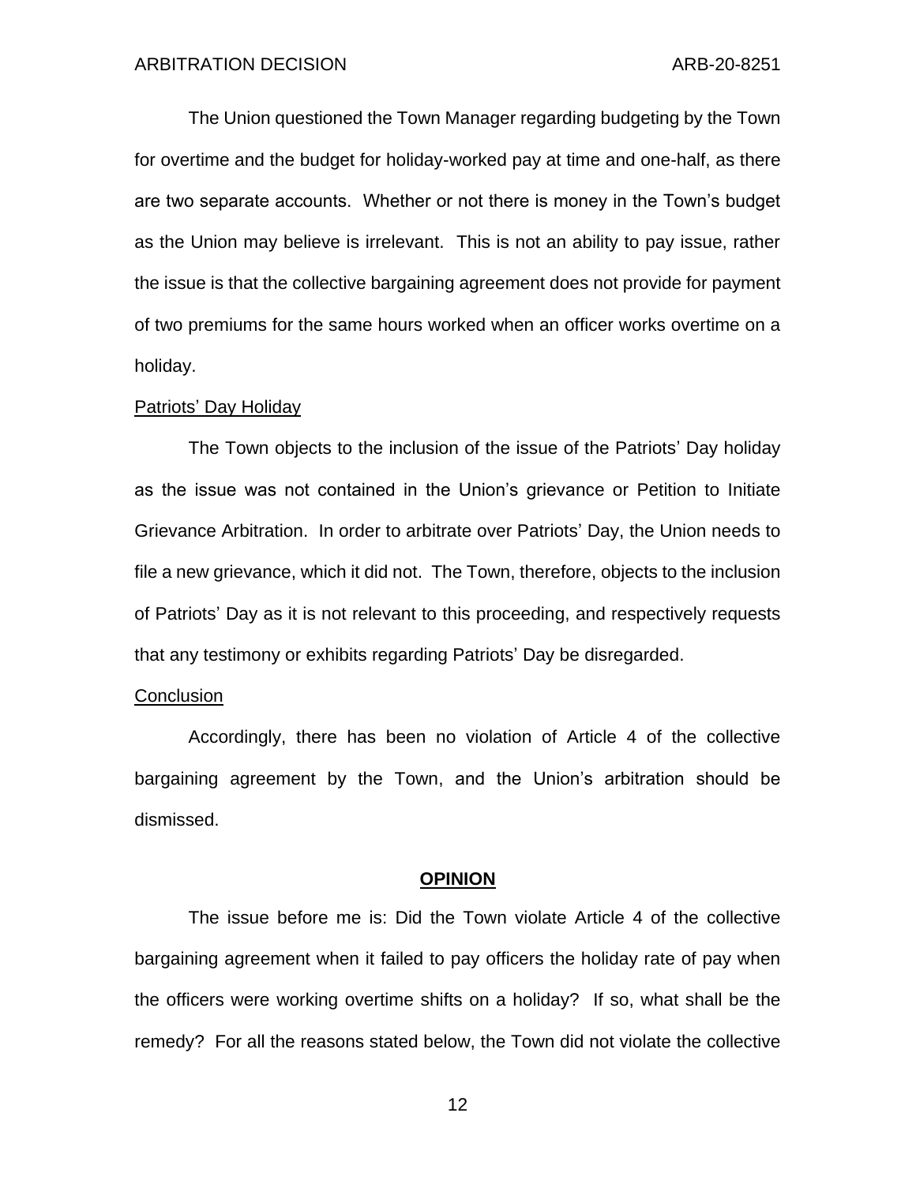The Union questioned the Town Manager regarding budgeting by the Town for overtime and the budget for holiday-worked pay at time and one-half, as there are two separate accounts. Whether or not there is money in the Town's budget as the Union may believe is irrelevant. This is not an ability to pay issue, rather the issue is that the collective bargaining agreement does not provide for payment of two premiums for the same hours worked when an officer works overtime on a holiday.

<u>Patriots' Day Holiday</u>

The Town objects to the inclusion of the issue of the Patriots' Day holiday as the issue was not contained in the Union's grievance or Petition to Initiate Grievance Arbitration. In order to arbitrate over Patriots' Day, the Union needs to file a new grievance, which it did not. The Town, therefore, objects to the inclusion of Patriots' Day as it is not relevant to this proceeding, and respectively requests that any testimony or exhibits regarding Patriots' Day be disregarded.

<u>Conclusion</u>

Accordingly, there has been no violation of Article 4 of the collective bargaining agreement by the Town, and the Union's arbitration should be dismissed.

## OPINION

The issue before me is: Did the Town violate Article 4 of the collective bargaining agreement when it failed to pay officers the holiday rate of pay when the officers were working overtime shifts on a holiday? If so, what shall be the remedy? For all the reasons stated below, the Town did not violate the collective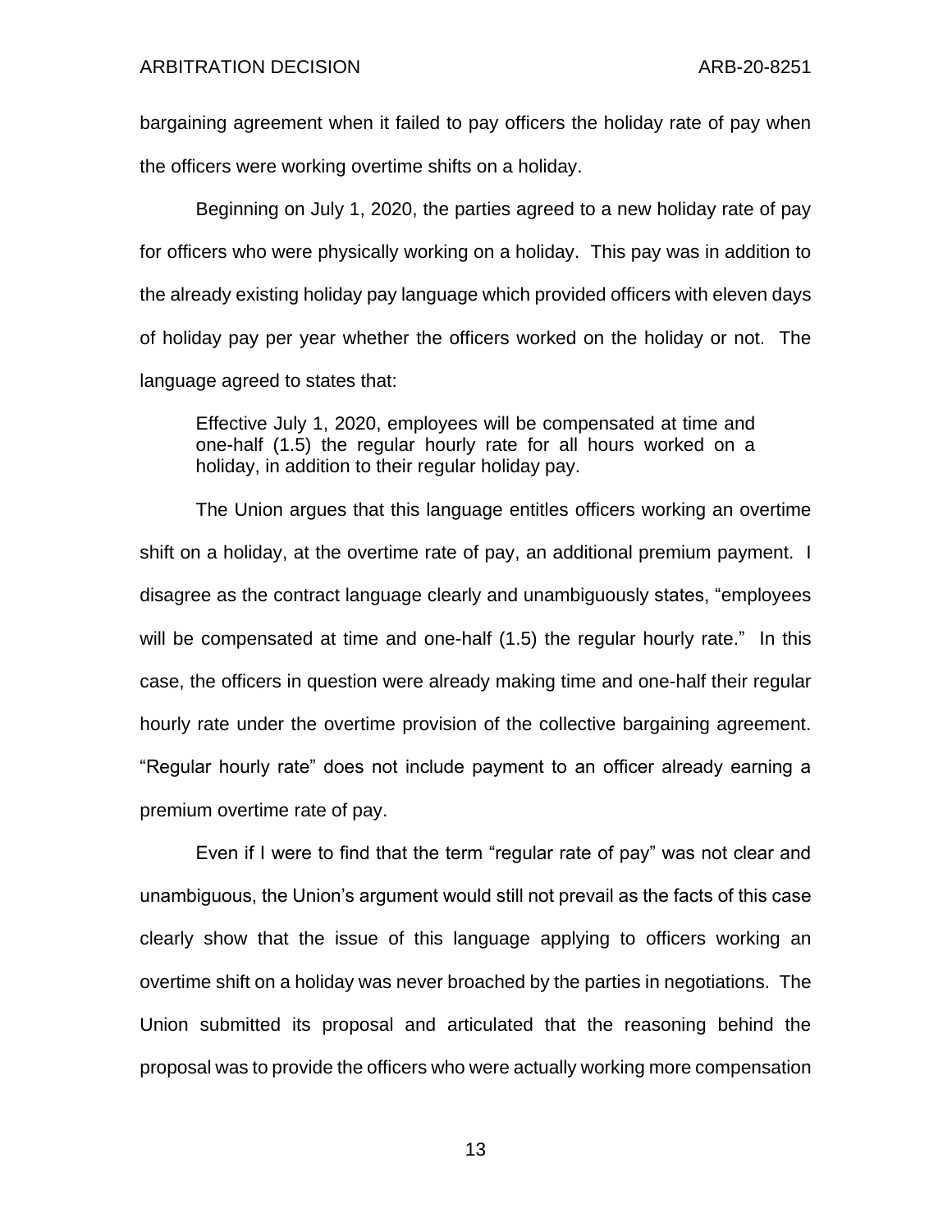bargaining agreement when it failed to pay officers the holiday rate of pay when the officers were working overtime shifts on a holiday.

Beginning on July 1, 2020, the parties agreed to a new holiday rate of pay for officers who were physically working on a holiday. This pay was in addition to the already existing holiday pay language which provided officers with eleven days of holiday pay per year whether the officers worked on the holiday or not. The language agreed to states that:

> Effective July 1, 2020, employees will be compensated at time and one-half (1.5) the regular hourly rate for all hours worked on a holiday, in addition to their regular holiday pay.

The Union argues that this language entitles officers working an overtime shift on a holiday, at the overtime rate of pay, an additional premium payment. I disagree as the contract language clearly and unambiguously states, "employees will be compensated at time and one-half (1.5) the regular hourly rate." In this case, the officers in question were already making time and one-half their regular hourly rate under the overtime provision of the collective bargaining agreement. "Regular hourly rate" does not include payment to an officer already earning a premium overtime rate of pay.

Even if I were to find that the term "regular rate of pay" was not clear and unambiguous, the Union's argument would still not prevail as the facts of this case clearly show that the issue of this language applying to officers working an overtime shift on a holiday was never broached by the parties in negotiations. The Union submitted its proposal and articulated that the reasoning behind the proposal was to provide the officers who were actually working more compensation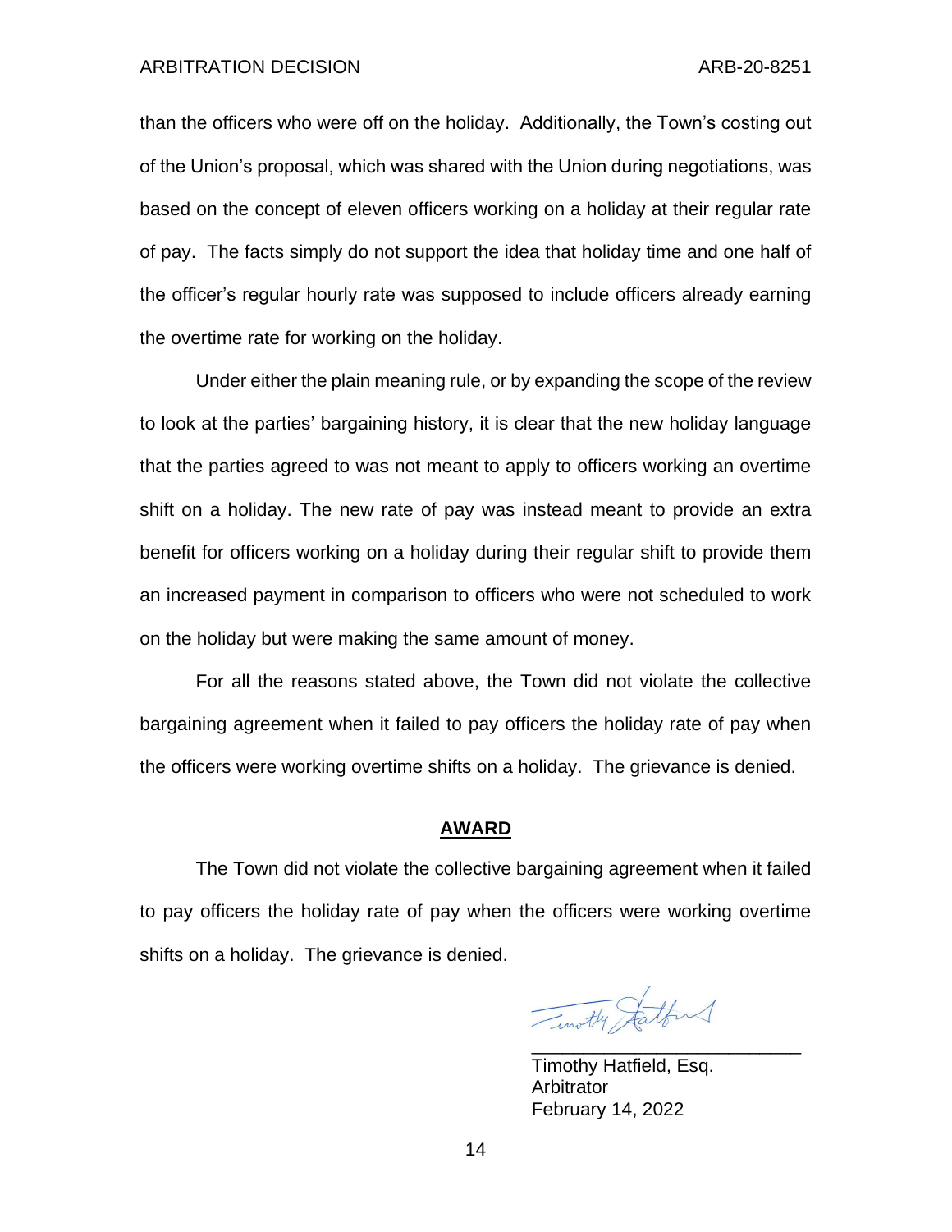than the officers who were off on the holiday. Additionally, the Town's costing out of the Union's proposal, which was shared with the Union during negotiations, was based on the concept of eleven officers working on a holiday at their regular rate of pay. The facts simply do not support the idea that holiday time and one half of the officer's regular hourly rate was supposed to include officers already earning the overtime rate for working on the holiday.

Under either the plain meaning rule, or by expanding the scope of the review to look at the parties' bargaining history, it is clear that the new holiday language that the parties agreed to was not meant to apply to officers working an overtime shift on a holiday. The new rate of pay was instead meant to provide an extra benefit for officers working on a holiday during their regular shift to provide them an increased payment in comparison to officers who were not scheduled to work on the holiday but were making the same amount of money.

For all the reasons stated above, the Town did not violate the collective bargaining agreement when it failed to pay officers the holiday rate of pay when the officers were working overtime shifts on a holiday. The grievance is denied.

## AWARD

The Town did not violate the collective bargaining agreement when it failed to pay officers the holiday rate of pay when the officers were working overtime shifts on a holiday. The grievance is denied.

Timothy Hatfield, Esq.
Arbitrator
February 14, 2022